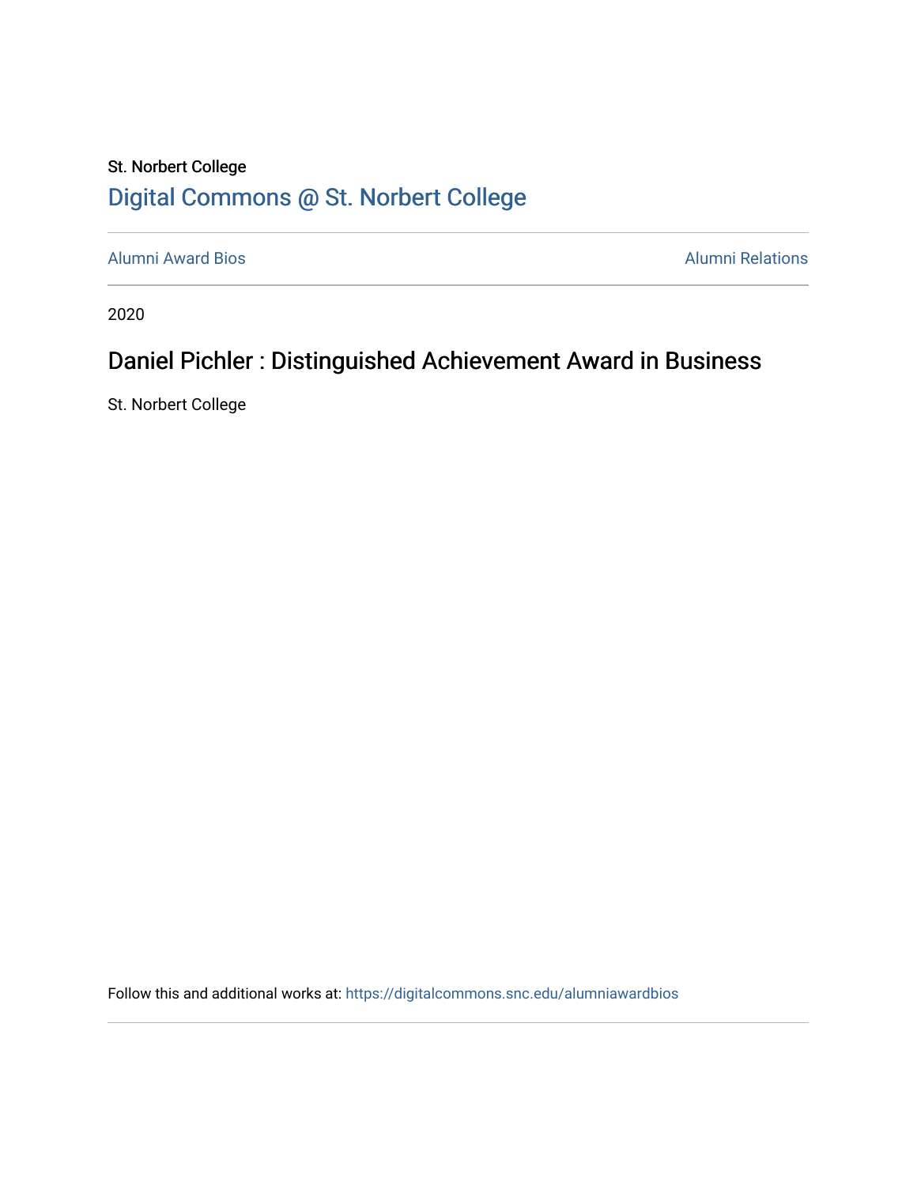St. Norbert College

[Digital Commons @ St. Norbert College](https://digitalcommons.snc.edu)

Alumni Award Bios

Alumni Relations

2020

# Daniel Pichler : Distinguished Achievement Award in Business

St. Norbert College

Follow this and additional works at: https://digitalcommons.snc.edu/alumniawardbios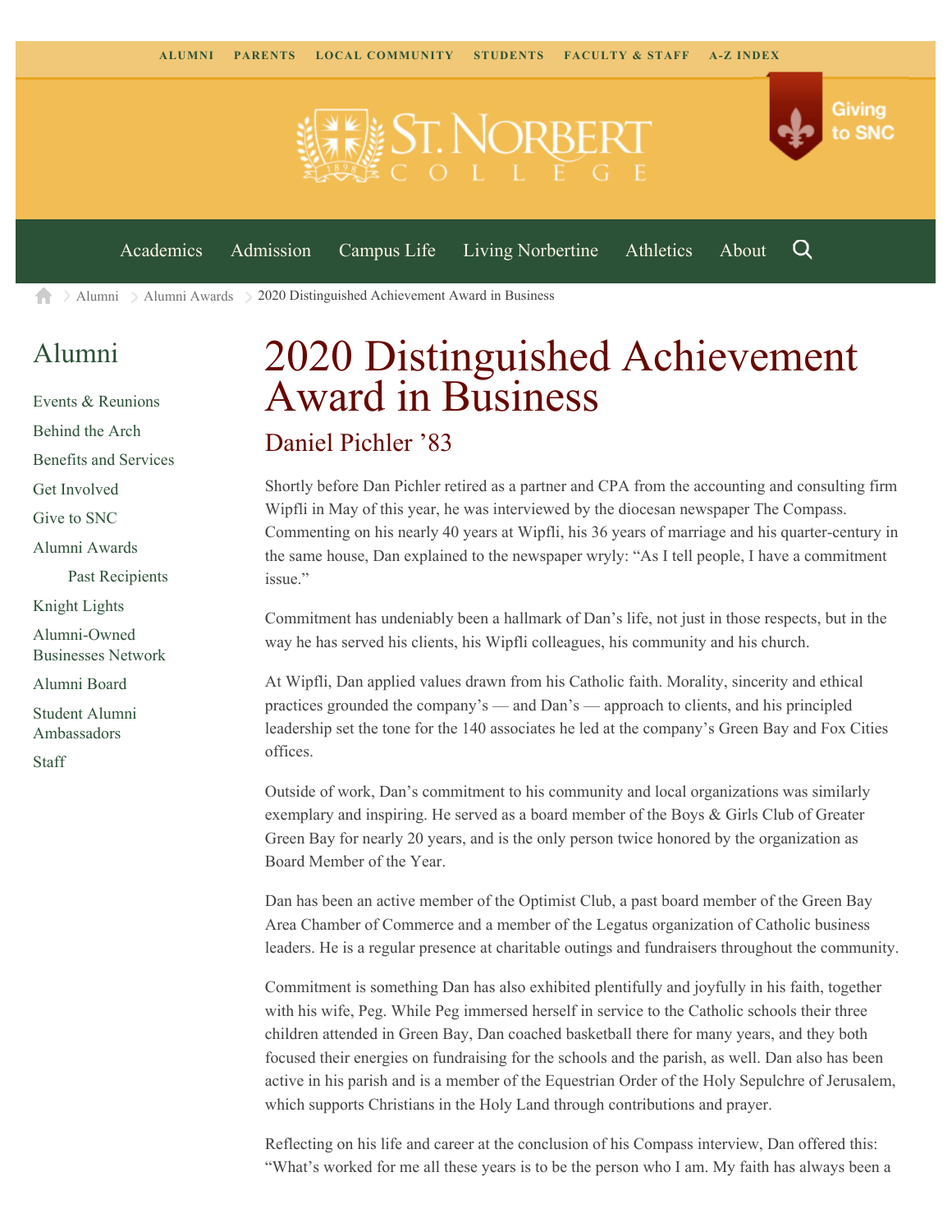ALUMNI PARENTS LOCAL COMMUNITY STUDENTS FACULTY & STAFF A-Z INDEX

Giving to SNC

Academics Admission Campus Life Living Norbertine Athletics About

Alumni > Alumni Awards > 2020 Distinguished Achievement Award in Business

## Alumni

- Events & Reunions
- Behind the Arch
- Benefits and Services
- Get Involved
- Give to SNC
- Alumni Awards
  - Past Recipients
- Knight Lights
- Alumni-Owned Businesses Network
- Alumni Board
- Student Alumni Ambassadors
- Staff

# 2020 Distinguished Achievement Award in Business

## Daniel Pichler ’83

Shortly before Dan Pichler retired as a partner and CPA from the accounting and consulting firm Wipfli in May of this year, he was interviewed by the diocesan newspaper The Compass. Commenting on his nearly 40 years at Wipfli, his 36 years of marriage and his quarter-century in the same house, Dan explained to the newspaper wryly: “As I tell people, I have a commitment issue.”

Commitment has undeniably been a hallmark of Dan’s life, not just in those respects, but in the way he has served his clients, his Wipfli colleagues, his community and his church.

At Wipfli, Dan applied values drawn from his Catholic faith. Morality, sincerity and ethical practices grounded the company’s — and Dan’s — approach to clients, and his principled leadership set the tone for the 140 associates he led at the company’s Green Bay and Fox Cities offices.

Outside of work, Dan’s commitment to his community and local organizations was similarly exemplary and inspiring. He served as a board member of the Boys & Girls Club of Greater Green Bay for nearly 20 years, and is the only person twice honored by the organization as Board Member of the Year.

Dan has been an active member of the Optimist Club, a past board member of the Green Bay Area Chamber of Commerce and a member of the Legatus organization of Catholic business leaders. He is a regular presence at charitable outings and fundraisers throughout the community.

Commitment is something Dan has also exhibited plentifully and joyfully in his faith, together with his wife, Peg. While Peg immersed herself in service to the Catholic schools their three children attended in Green Bay, Dan coached basketball there for many years, and they both focused their energies on fundraising for the schools and the parish, as well. Dan also has been active in his parish and is a member of the Equestrian Order of the Holy Sepulchre of Jerusalem, which supports Christians in the Holy Land through contributions and prayer.

Reflecting on his life and career at the conclusion of his Compass interview, Dan offered this: “What’s worked for me all these years is to be the person who I am. My faith has always been a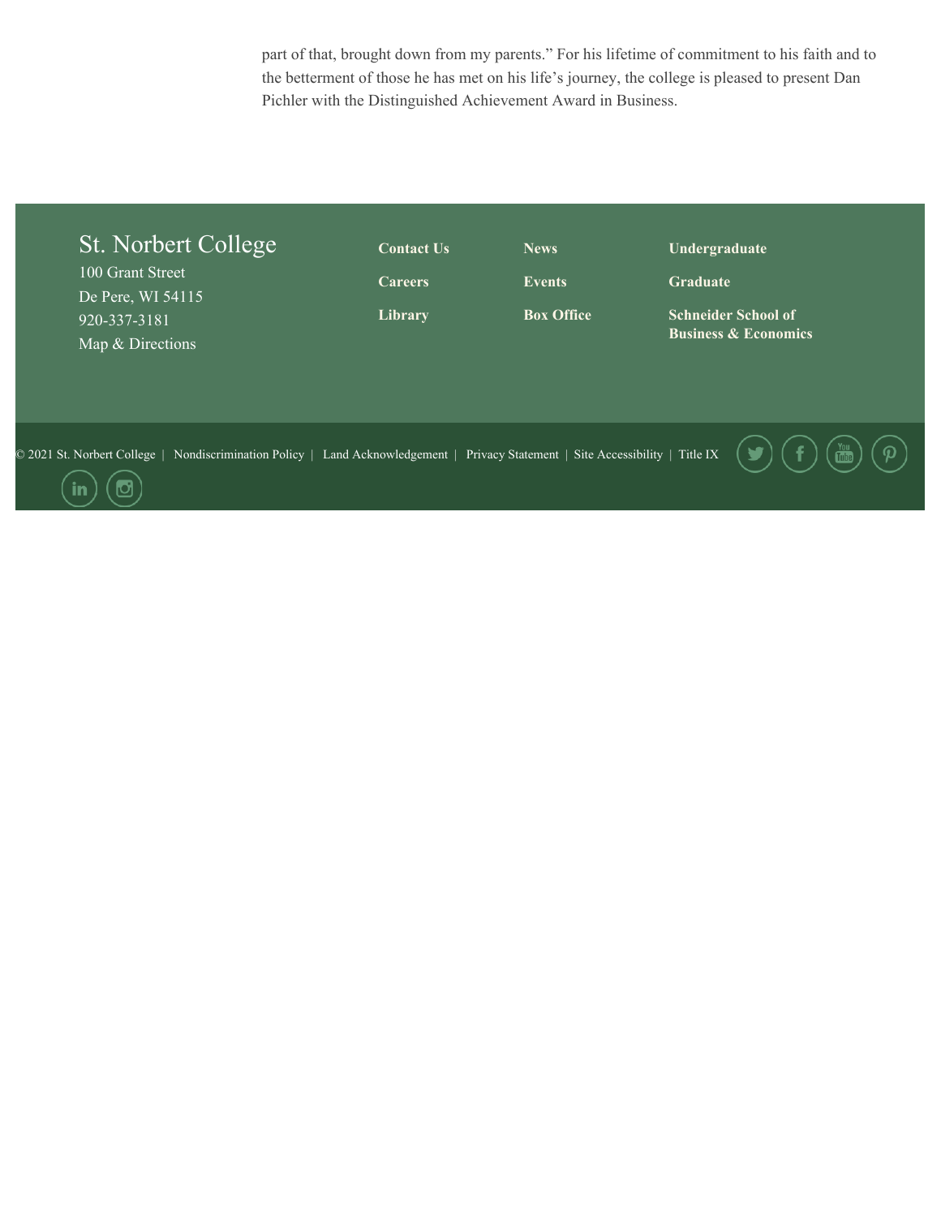part of that, brought down from my parents." For his lifetime of commitment to his faith and to the betterment of those he has met on his life's journey, the college is pleased to present Dan Pichler with the Distinguished Achievement Award in Business.

St. Norbert College
100 Grant Street
De Pere, WI 54115
920-337-3181
Map & Directions

**Contact Us**
**Careers**
**Library**

**News**
**Events**
**Box Office**

**Undergraduate**
**Graduate**
**Schneider School of Business & Economics**

© 2021 St. Norbert College | Nondiscrimination Policy | Land Acknowledgement | Privacy Statement | Site Accessibility | Title IX